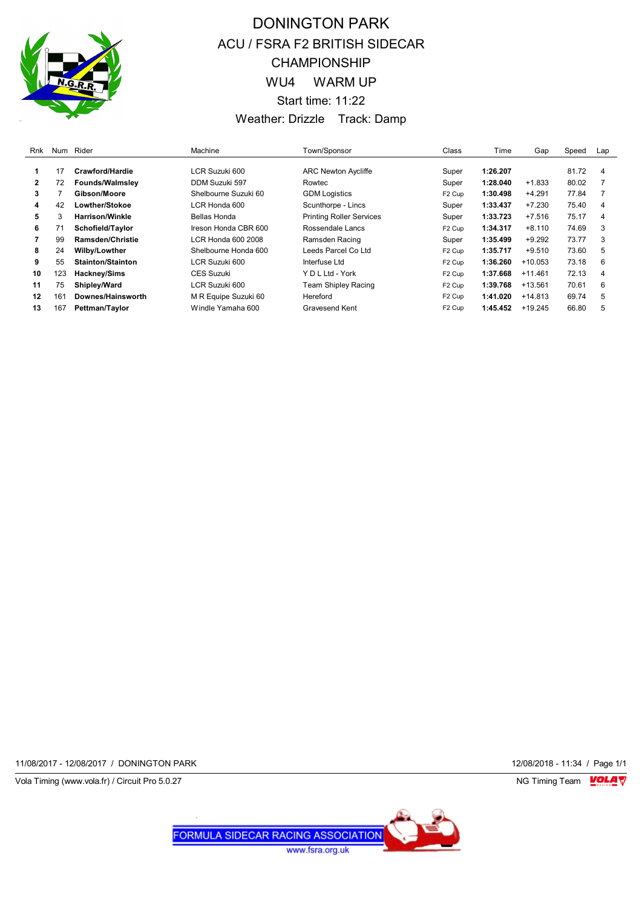# DONINGTON PARK

## ACU / FSRA F2 BRITISH SIDECAR CHAMPIONSHIP

## WU4 WARM UP

Start time: 11:22

Weather: Drizzle Track: Damp

| Rnk | Num | Rider | Machine | Town/Sponsor | Class | Time | Gap | Speed | Lap |
|---|---|---|---|---|---|---|---|---|---|
| **1** | 17 | **Crawford/Hardie** | LCR Suzuki 600 | ARC Newton Aycliffe | Super | **1:26.207** | | 81.72 | 4 |
| **2** | 72 | **Founds/Walmsley** | DDM Suzuki 597 | Rowtec | Super | **1:28.040** | +1.833 | 80.02 | 7 |
| **3** | 7 | **Gibson/Moore** | Shelbourne Suzuki 60 | GDM Logistics | F2 Cup | **1:30.498** | +4.291 | 77.84 | 7 |
| **4** | 42 | **Lowther/Stokoe** | LCR Honda 600 | Scunthorpe - Lincs | Super | **1:33.437** | +7.230 | 75.40 | 4 |
| **5** | 3 | **Harrison/Winkle** | Bellas Honda | Printing Roller Services | Super | **1:33.723** | +7.516 | 75.17 | 4 |
| **6** | 71 | **Schofield/Taylor** | Ireson Honda CBR 600 | Rossendale Lancs | F2 Cup | **1:34.317** | +8.110 | 74.69 | 3 |
| **7** | 99 | **Ramsden/Christie** | LCR Honda 600 2008 | Ramsden Racing | Super | **1:35.499** | +9.292 | 73.77 | 3 |
| **8** | 24 | **Wilby/Lowther** | Shelbourne Honda 600 | Leeds Parcel Co Ltd | F2 Cup | **1:35.717** | +9.510 | 73.60 | 5 |
| **9** | 55 | **Stainton/Stainton** | LCR Suzuki 600 | Interfuse Ltd | F2 Cup | **1:36.260** | +10.053 | 73.18 | 6 |
| **10** | 123 | **Hackney/Sims** | CES Suzuki | Y D L Ltd - York | F2 Cup | **1:37.668** | +11.461 | 72.13 | 4 |
| **11** | 75 | **Shipley/Ward** | LCR Suzuki 600 | Team Shipley Racing | F2 Cup | **1:39.768** | +13.561 | 70.61 | 6 |
| **12** | 161 | **Downes/Hainsworth** | M R Equipe Suzuki 60 | Hereford | F2 Cup | **1:41.020** | +14.813 | 69.74 | 5 |
| **13** | 167 | **Pettman/Taylor** | Windle Yamaha 600 | Gravesend Kent | F2 Cup | **1:45.452** | +19.245 | 66.80 | 5 |

11/08/2017 - 12/08/2017 / DONINGTON PARK

12/08/2018 - 11:34

Vola Timing (www.vola.fr) / Circuit Pro 5.0.27

NG Timing Team

FORMULA SIDECAR RACING ASSOCIATION
www.fsra.org.uk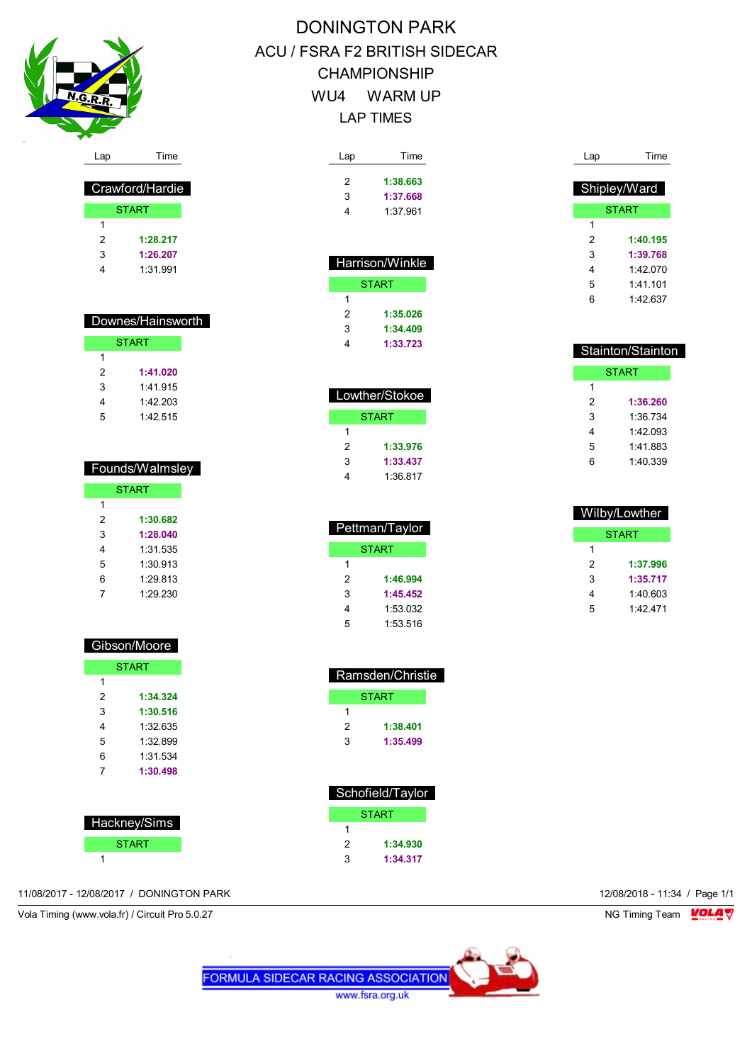# DONINGTON PARK

## ACU / FSRA F2 BRITISH SIDECAR CHAMPIONSHIP

## WU4 WARM UP

## LAP TIMES

### Crawford/Hardie

| Lap | Time |
|---|---|
| START | |
| 1 | |
| 2 | **1:28.217** |
| 3 | **1:26.207** |
| 4 | 1:31.991 |

### Downes/Hainsworth

| Lap | Time |
|---|---|
| START | |
| 1 | |
| 2 | **1:41.020** |
| 3 | 1:41.915 |
| 4 | 1:42.203 |
| 5 | 1:42.515 |

### Founds/Walmsley

| Lap | Time |
|---|---|
| START | |
| 1 | |
| 2 | **1:30.682** |
| 3 | **1:28.040** |
| 4 | 1:31.535 |
| 5 | 1:30.913 |
| 6 | 1:29.813 |
| 7 | 1:29.230 |

### Gibson/Moore

| Lap | Time |
|---|---|
| START | |
| 1 | |
| 2 | **1:34.324** |
| 3 | **1:30.516** |
| 4 | 1:32.635 |
| 5 | 1:32.899 |
| 6 | 1:31.534 |
| 7 | **1:30.498** |

### Hackney/Sims

| Lap | Time |
|---|---|
| START | |
| 1 | |
| 2 | **1:38.663** |
| 3 | **1:37.668** |
| 4 | 1:37.961 |

### Harrison/Winkle

| Lap | Time |
|---|---|
| START | |
| 1 | |
| 2 | **1:35.026** |
| 3 | **1:34.409** |
| 4 | **1:33.723** |

### Lowther/Stokoe

| Lap | Time |
|---|---|
| START | |
| 1 | |
| 2 | **1:33.976** |
| 3 | **1:33.437** |
| 4 | 1:36.817 |

### Pettman/Taylor

| Lap | Time |
|---|---|
| START | |
| 1 | |
| 2 | **1:46.994** |
| 3 | **1:45.452** |
| 4 | 1:53.032 |
| 5 | 1:53.516 |

### Ramsden/Christie

| Lap | Time |
|---|---|
| START | |
| 1 | |
| 2 | **1:38.401** |
| 3 | **1:35.499** |

### Schofield/Taylor

| Lap | Time |
|---|---|
| START | |
| 1 | |
| 2 | **1:34.930** |
| 3 | **1:34.317** |

### Shipley/Ward

| Lap | Time |
|---|---|
| START | |
| 1 | |
| 2 | **1:40.195** |
| 3 | **1:39.768** |
| 4 | 1:42.070 |
| 5 | 1:41.101 |
| 6 | 1:42.637 |

### Stainton/Stainton

| Lap | Time |
|---|---|
| START | |
| 1 | |
| 2 | **1:36.260** |
| 3 | 1:36.734 |
| 4 | 1:42.093 |
| 5 | 1:41.883 |
| 6 | 1:40.339 |

### Wilby/Lowther

| Lap | Time |
|---|---|
| START | |
| 1 | |
| 2 | **1:37.996** |
| 3 | **1:35.717** |
| 4 | 1:40.603 |
| 5 | 1:42.471 |

11/08/2017 - 12/08/2017 / DONINGTON PARK

12/08/2018 - 11:34 / Page 1/1

Vola Timing (www.vola.fr) / Circuit Pro 5.0.27

NG Timing Team

FORMULA SIDECAR RACING ASSOCIATION
www.fsra.org.uk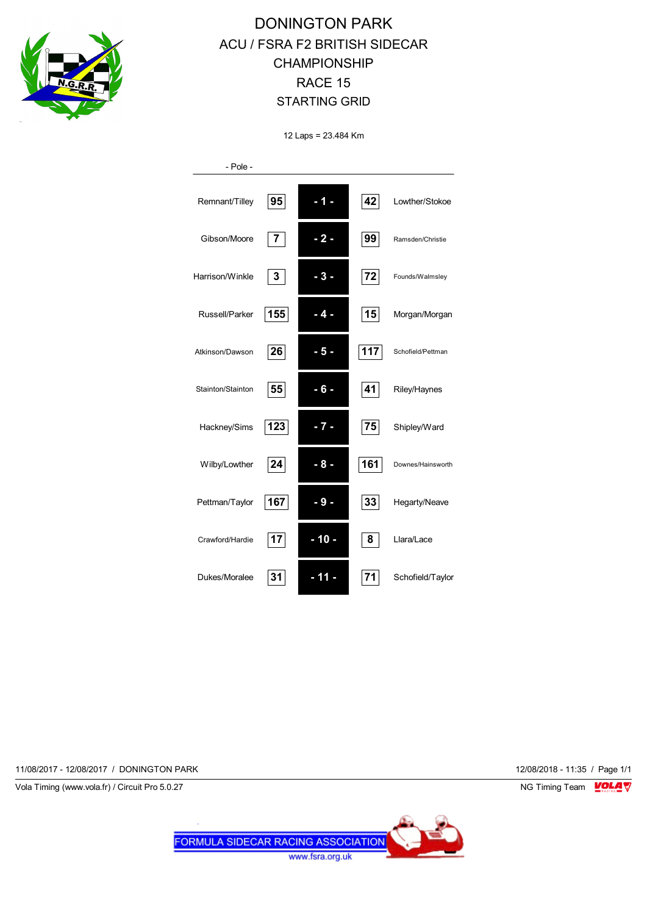# DONINGTON PARK

## ACU / FSRA F2 BRITISH SIDECAR CHAMPIONSHIP

## RACE 15

## STARTING GRID

12 Laps = 23.484 Km

- Pole -

| Crew | No. | Row | No. | Crew |
|---|---|---|---|---|
| Remnant/Tilley | 95 | - 1 - | 42 | Lowther/Stokoe |
| Gibson/Moore | 7 | - 2 - | 99 | Ramsden/Christie |
| Harrison/Winkle | 3 | - 3 - | 72 | Founds/Walmsley |
| Russell/Parker | 155 | - 4 - | 15 | Morgan/Morgan |
| Atkinson/Dawson | 26 | - 5 - | 117 | Schofield/Pettman |
| Stainton/Stainton | 55 | - 6 - | 41 | Riley/Haynes |
| Hackney/Sims | 123 | - 7 - | 75 | Shipley/Ward |
| Wilby/Lowther | 24 | - 8 - | 161 | Downes/Hainsworth |
| Pettman/Taylor | 167 | - 9 - | 33 | Hegarty/Neave |
| Crawford/Hardie | 17 | - 10 - | 8 | Llara/Lace |
| Dukes/Moralee | 31 | - 11 - | 71 | Schofield/Taylor |

11/08/2017 - 12/08/2017 / DONINGTON PARK

12/08/2018 - 11:35 / Page 1/1

Vola Timing (www.vola.fr) / Circuit Pro 5.0.27

NG Timing Team

FORMULA SIDECAR RACING ASSOCIATION
www.fsra.org.uk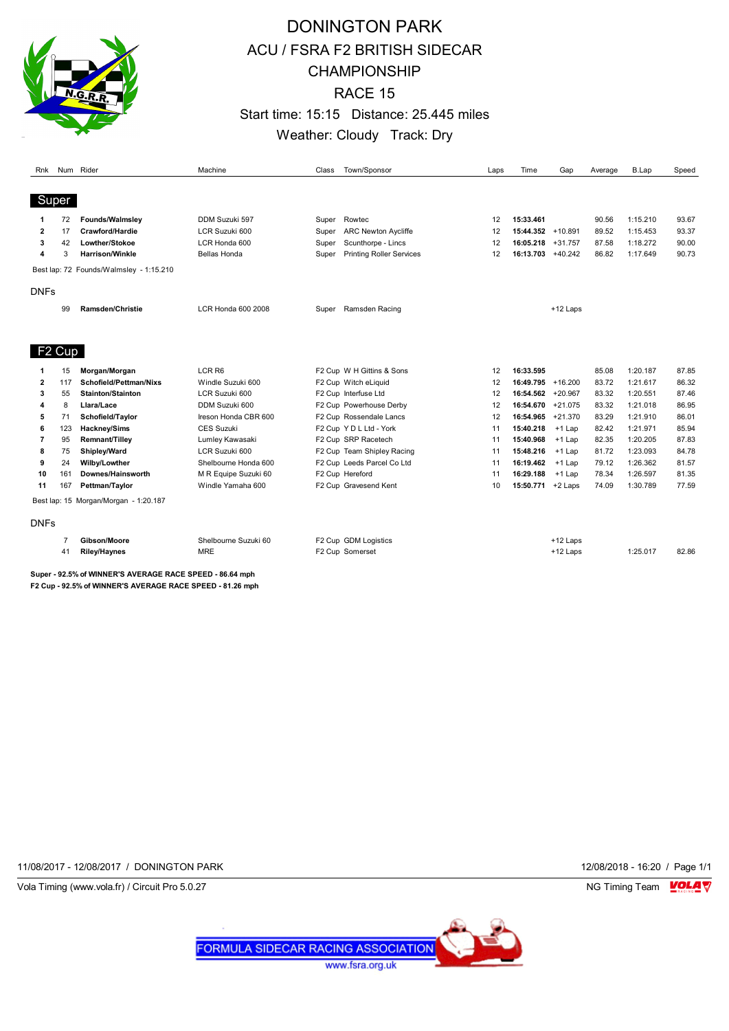# DONINGTON PARK

## ACU / FSRA F2 BRITISH SIDECAR CHAMPIONSHIP

## RACE 15

Start time: 15:15 Distance: 25.445 miles

Weather: Cloudy Track: Dry

### Super

| Rnk | Num | Rider | Machine | Class | Town/Sponsor | Laps | Time | Gap | Average | B.Lap | Speed |
|---|---|---|---|---|---|---|---|---|---|---|---|
| 1 | 72 | **Founds/Walmsley** | DDM Suzuki 597 | Super | Rowtec | 12 | **15:33.461** | | 90.56 | 1:15.210 | 93.67 |
| 2 | 17 | **Crawford/Hardie** | LCR Suzuki 600 | Super | ARC Newton Aycliffe | 12 | **15:44.352** | +10.891 | 89.52 | 1:15.453 | 93.37 |
| 3 | 42 | **Lowther/Stokoe** | LCR Honda 600 | Super | Scunthorpe - Lincs | 12 | **16:05.218** | +31.757 | 87.58 | 1:18.272 | 90.00 |
| 4 | 3 | **Harrison/Winkle** | Bellas Honda | Super | Printing Roller Services | 12 | **16:13.703** | +40.242 | 86.82 | 1:17.649 | 90.73 |

Best lap: 72 Founds/Walmsley - 1:15.210

DNFs

| Rnk | Num | Rider | Machine | Class | Town/Sponsor | Laps | Time | Gap | Average | B.Lap | Speed |
|---|---|---|---|---|---|---|---|---|---|---|---|
| | 99 | **Ramsden/Christie** | LCR Honda 600 2008 | Super | Ramsden Racing | | | +12 Laps | | | |

### F2 Cup

| Rnk | Num | Rider | Machine | Class | Town/Sponsor | Laps | Time | Gap | Average | B.Lap | Speed |
|---|---|---|---|---|---|---|---|---|---|---|---|
| 1 | 15 | **Morgan/Morgan** | LCR R6 | F2 Cup | W H Gittins & Sons | 12 | **16:33.595** | | 85.08 | 1:20.187 | 87.85 |
| 2 | 117 | **Schofield/Pettman/Nixs** | Windle Suzuki 600 | F2 Cup | Witch eLiquid | 12 | **16:49.795** | +16.200 | 83.72 | 1:21.617 | 86.32 |
| 3 | 55 | **Stainton/Stainton** | LCR Suzuki 600 | F2 Cup | Interfuse Ltd | 12 | **16:54.562** | +20.967 | 83.32 | 1:20.551 | 87.46 |
| 4 | 8 | **Llara/Lace** | DDM Suzuki 600 | F2 Cup | Powerhouse Derby | 12 | **16:54.670** | +21.075 | 83.32 | 1:21.018 | 86.95 |
| 5 | 71 | **Schofield/Taylor** | Ireson Honda CBR 600 | F2 Cup | Rossendale Lancs | 12 | **16:54.965** | +21.370 | 83.29 | 1:21.910 | 86.01 |
| 6 | 123 | **Hackney/Sims** | CES Suzuki | F2 Cup | Y D L Ltd - York | 11 | **15:40.218** | +1 Lap | 82.42 | 1:21.971 | 85.94 |
| 7 | 95 | **Remnant/Tilley** | Lumley Kawasaki | F2 Cup | SRP Racetech | 11 | **15:40.968** | +1 Lap | 82.35 | 1:20.205 | 87.83 |
| 8 | 75 | **Shipley/Ward** | LCR Suzuki 600 | F2 Cup | Team Shipley Racing | 11 | **15:48.216** | +1 Lap | 81.72 | 1:23.093 | 84.78 |
| 9 | 24 | **Wilby/Lowther** | Shelbourne Honda 600 | F2 Cup | Leeds Parcel Co Ltd | 11 | **16:19.462** | +1 Lap | 79.12 | 1:26.362 | 81.57 |
| 10 | 161 | **Downes/Hainsworth** | M R Equipe Suzuki 60 | F2 Cup | Hereford | 11 | **16:29.188** | +1 Lap | 78.34 | 1:26.597 | 81.35 |
| 11 | 167 | **Pettman/Taylor** | Windle Yamaha 600 | F2 Cup | Gravesend Kent | 10 | **15:50.771** | +2 Laps | 74.09 | 1:30.789 | 77.59 |

Best lap: 15 Morgan/Morgan - 1:20.187

DNFs

| Rnk | Num | Rider | Machine | Class | Town/Sponsor | Laps | Time | Gap | Average | B.Lap | Speed |
|---|---|---|---|---|---|---|---|---|---|---|---|
| | 7 | **Gibson/Moore** | Shelbourne Suzuki 60 | F2 Cup | GDM Logistics | | | +12 Laps | | | |
| | 41 | **Riley/Haynes** | MRE | F2 Cup | Somerset | | | +12 Laps | | 1:25.017 | 82.86 |

**Super - 92.5% of WINNER'S AVERAGE RACE SPEED - 86.64 mph**
**F2 Cup - 92.5% of WINNER'S AVERAGE RACE SPEED - 81.26 mph**

11/08/2017 - 12/08/2017 / DONINGTON PARK

12/08/2018 - 16:20 / Page 1/1

Vola Timing (www.vola.fr) / Circuit Pro 5.0.27

NG Timing Team

FORMULA SIDECAR RACING ASSOCIATION
www.fsra.org.uk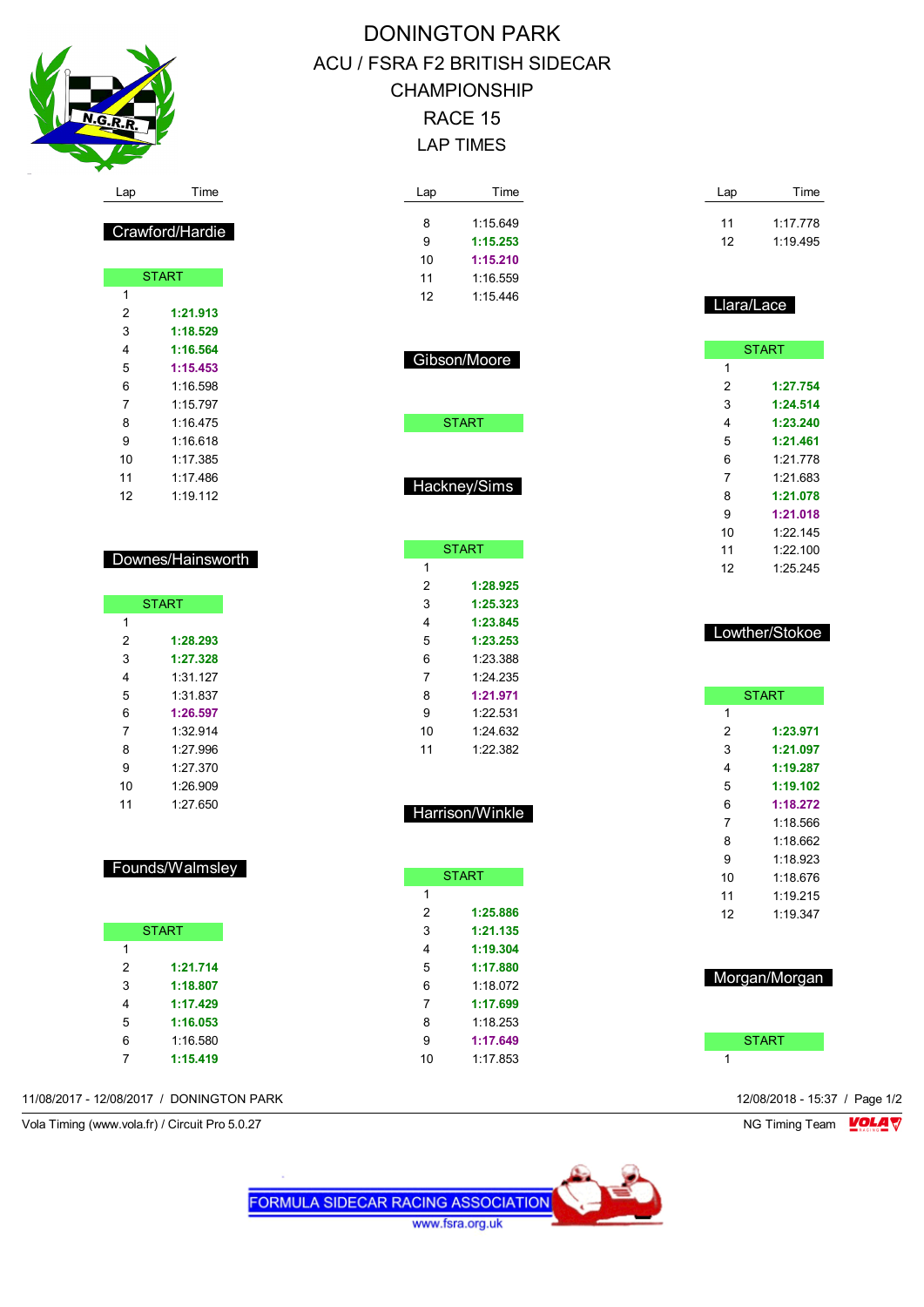# DONINGTON PARK

## ACU / FSRA F2 BRITISH SIDECAR CHAMPIONSHIP

## RACE 15

## LAP TIMES

### Crawford/Hardie

| Lap | Time |
|---|---|
| START | |
| 1 | |
| 2 | **1:21.913** |
| 3 | **1:18.529** |
| 4 | **1:16.564** |
| 5 | **1:15.453** |
| 6 | 1:16.598 |
| 7 | 1:15.797 |
| 8 | 1:16.475 |
| 9 | 1:16.618 |
| 10 | 1:17.385 |
| 11 | 1:17.486 |
| 12 | 1:19.112 |

### Downes/Hainsworth

| Lap | Time |
|---|---|
| START | |
| 1 | |
| 2 | **1:28.293** |
| 3 | **1:27.328** |
| 4 | 1:31.127 |
| 5 | 1:31.837 |
| 6 | **1:26.597** |
| 7 | 1:32.914 |
| 8 | 1:27.996 |
| 9 | 1:27.370 |
| 10 | 1:26.909 |
| 11 | 1:27.650 |

### Founds/Walmsley

| Lap | Time |
|---|---|
| START | |
| 1 | |
| 2 | **1:21.714** |
| 3 | **1:18.807** |
| 4 | **1:17.429** |
| 5 | **1:16.053** |
| 6 | 1:16.580 |
| 7 | **1:15.419** |
| 8 | 1:15.649 |
| 9 | **1:15.253** |
| 10 | **1:15.210** |
| 11 | 1:16.559 |
| 12 | 1:15.446 |

### Gibson/Moore

| Lap | Time |
|---|---|
| START | |

### Hackney/Sims

| Lap | Time |
|---|---|
| START | |
| 1 | |
| 2 | **1:28.925** |
| 3 | **1:25.323** |
| 4 | **1:23.845** |
| 5 | **1:23.253** |
| 6 | 1:23.388 |
| 7 | 1:24.235 |
| 8 | **1:21.971** |
| 9 | 1:22.531 |
| 10 | 1:24.632 |
| 11 | 1:22.382 |

### Harrison/Winkle

| Lap | Time |
|---|---|
| START | |
| 1 | |
| 2 | **1:25.886** |
| 3 | **1:21.135** |
| 4 | **1:19.304** |
| 5 | **1:17.880** |
| 6 | 1:18.072 |
| 7 | **1:17.699** |
| 8 | 1:18.253 |
| 9 | **1:17.649** |
| 10 | 1:17.853 |
| 11 | 1:17.778 |
| 12 | 1:19.495 |

### Llara/Lace

| Lap | Time |
|---|---|
| START | |
| 1 | |
| 2 | **1:27.754** |
| 3 | **1:24.514** |
| 4 | **1:23.240** |
| 5 | **1:21.461** |
| 6 | 1:21.778 |
| 7 | 1:21.683 |
| 8 | **1:21.078** |
| 9 | **1:21.018** |
| 10 | 1:22.145 |
| 11 | 1:22.100 |
| 12 | 1:25.245 |

### Lowther/Stokoe

| Lap | Time |
|---|---|
| START | |
| 1 | |
| 2 | **1:23.971** |
| 3 | **1:21.097** |
| 4 | **1:19.287** |
| 5 | **1:19.102** |
| 6 | **1:18.272** |
| 7 | 1:18.566 |
| 8 | 1:18.662 |
| 9 | 1:18.923 |
| 10 | 1:18.676 |
| 11 | 1:19.215 |
| 12 | 1:19.347 |

### Morgan/Morgan

| Lap | Time |
|---|---|
| START | |
| 1 | |

11/08/2017 - 12/08/2017 / DONINGTON PARK

12/08/2018 - 15:37

Vola Timing (www.vola.fr) / Circuit Pro 5.0.27

NG Timing Team

FORMULA SIDECAR RACING ASSOCIATION
www.fsra.org.uk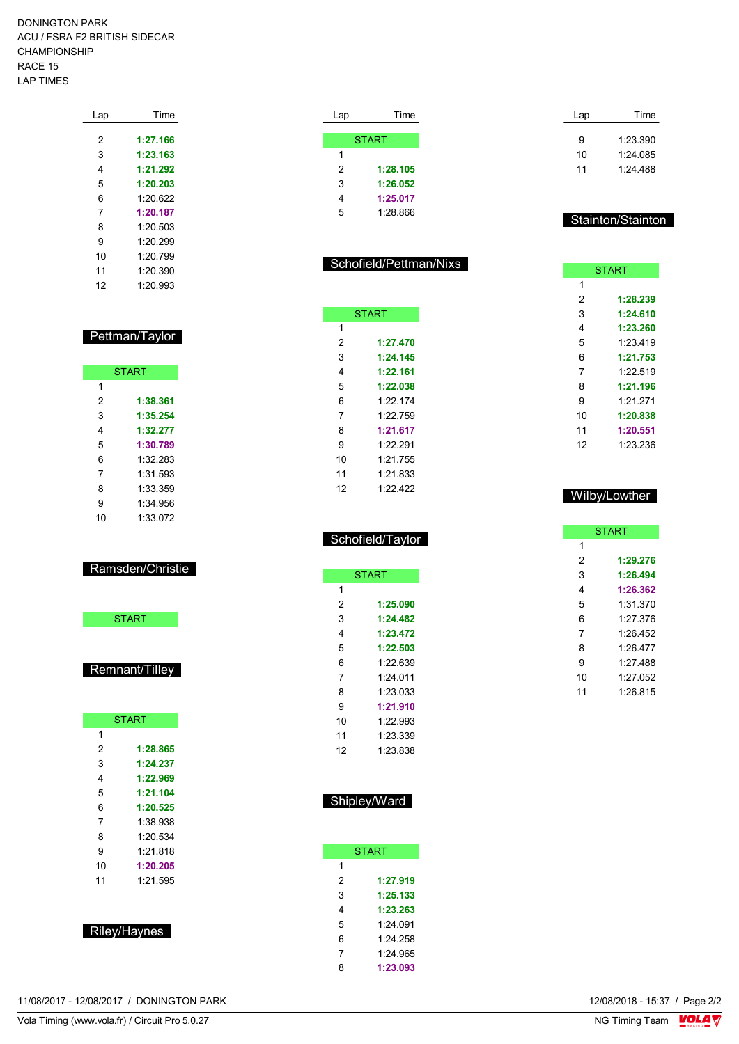DONINGTON PARK
ACU / FSRA F2 BRITISH SIDECAR CHAMPIONSHIP
RACE 15
LAP TIMES

| Lap | Time |
|---|---|
| 2 | **1:27.166** |
| 3 | **1:23.163** |
| 4 | **1:21.292** |
| 5 | **1:20.203** |
| 6 | 1:20.622 |
| 7 | **1:20.187** |
| 8 | 1:20.503 |
| 9 | 1:20.299 |
| 10 | 1:20.799 |
| 11 | 1:20.390 |
| 12 | 1:20.993 |

## Pettman/Taylor

| Lap | Time |
|---|---|
| START | |
| 1 | |
| 2 | **1:38.361** |
| 3 | **1:35.254** |
| 4 | **1:32.277** |
| 5 | **1:30.789** |
| 6 | 1:32.283 |
| 7 | 1:31.593 |
| 8 | 1:33.359 |
| 9 | 1:34.956 |
| 10 | 1:33.072 |

## Ramsden/Christie

| Lap | Time |
|---|---|
| START | |

## Remnant/Tilley

| Lap | Time |
|---|---|
| START | |
| 1 | |
| 2 | **1:28.865** |
| 3 | **1:24.237** |
| 4 | **1:22.969** |
| 5 | **1:21.104** |
| 6 | **1:20.525** |
| 7 | 1:38.938 |
| 8 | 1:20.534 |
| 9 | 1:21.818 |
| 10 | **1:20.205** |
| 11 | 1:21.595 |

## Riley/Haynes

| Lap | Time |
|---|---|
| START | |
| 1 | |
| 2 | **1:28.105** |
| 3 | **1:26.052** |
| 4 | **1:25.017** |
| 5 | 1:28.866 |

## Schofield/Pettman/Nixs

| Lap | Time |
|---|---|
| START | |
| 1 | |
| 2 | **1:27.470** |
| 3 | **1:24.145** |
| 4 | **1:22.161** |
| 5 | **1:22.038** |
| 6 | 1:22.174 |
| 7 | 1:22.759 |
| 8 | **1:21.617** |
| 9 | 1:22.291 |
| 10 | 1:21.755 |
| 11 | 1:21.833 |
| 12 | 1:22.422 |

## Schofield/Taylor

| Lap | Time |
|---|---|
| START | |
| 1 | |
| 2 | **1:25.090** |
| 3 | **1:24.482** |
| 4 | **1:23.472** |
| 5 | **1:22.503** |
| 6 | 1:22.639 |
| 7 | 1:24.011 |
| 8 | 1:23.033 |
| 9 | **1:21.910** |
| 10 | 1:22.993 |
| 11 | 1:23.339 |
| 12 | 1:23.838 |

## Shipley/Ward

| Lap | Time |
|---|---|
| START | |
| 1 | |
| 2 | **1:27.919** |
| 3 | **1:25.133** |
| 4 | **1:23.263** |
| 5 | 1:24.091 |
| 6 | 1:24.258 |
| 7 | 1:24.965 |
| 8 | **1:23.093** |
| 9 | 1:23.390 |
| 10 | 1:24.085 |
| 11 | 1:24.488 |

## Stainton/Stainton

| Lap | Time |
|---|---|
| START | |
| 1 | |
| 2 | **1:28.239** |
| 3 | **1:24.610** |
| 4 | **1:23.260** |
| 5 | 1:23.419 |
| 6 | **1:21.753** |
| 7 | 1:22.519 |
| 8 | **1:21.196** |
| 9 | 1:21.271 |
| 10 | **1:20.838** |
| 11 | **1:20.551** |
| 12 | 1:23.236 |

## Wilby/Lowther

| Lap | Time |
|---|---|
| START | |
| 1 | |
| 2 | **1:29.276** |
| 3 | **1:26.494** |
| 4 | **1:26.362** |
| 5 | 1:31.370 |
| 6 | 1:27.376 |
| 7 | 1:26.452 |
| 8 | 1:26.477 |
| 9 | 1:27.488 |
| 10 | 1:27.052 |
| 11 | 1:26.815 |

11/08/2017 - 12/08/2017 / DONINGTON PARK

Vola Timing (www.vola.fr) / Circuit Pro 5.0.27

12/08/2018 - 15:37

NG Timing Team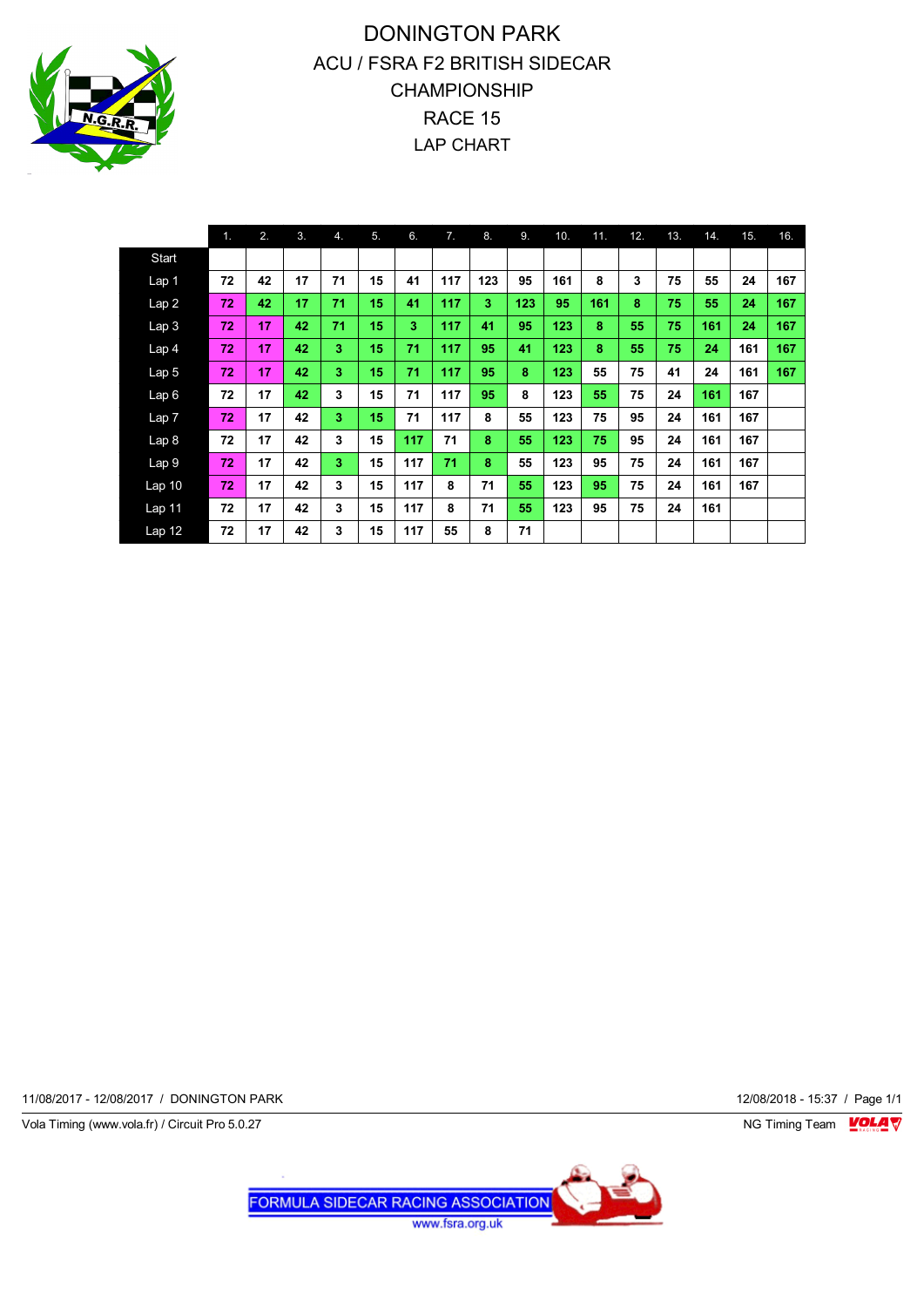# DONINGTON PARK
## ACU / FSRA F2 BRITISH SIDECAR CHAMPIONSHIP
## RACE 15
## LAP CHART

| | 1. | 2. | 3. | 4. | 5. | 6. | 7. | 8. | 9. | 10. | 11. | 12. | 13. | 14. | 15. | 16. |
|---|---|---|---|---|---|---|---|---|---|---|---|---|---|---|---|---|
| Start | | | | | | | | | | | | | | | | |
| Lap 1 | 72 | 42 | 17 | 71 | 15 | 41 | 117 | 123 | 95 | 161 | 8 | 3 | 75 | 55 | 24 | 167 |
| Lap 2 | 72 | 42 | 17 | 71 | 15 | 41 | 117 | 3 | 123 | 95 | 161 | 8 | 75 | 55 | 24 | 167 |
| Lap 3 | 72 | 17 | 42 | 71 | 15 | 3 | 117 | 41 | 95 | 123 | 8 | 55 | 75 | 161 | 24 | 167 |
| Lap 4 | 72 | 17 | 42 | 3 | 15 | 71 | 117 | 95 | 41 | 123 | 8 | 55 | 75 | 24 | 161 | 167 |
| Lap 5 | 72 | 17 | 42 | 3 | 15 | 71 | 117 | 95 | 8 | 123 | 55 | 75 | 41 | 24 | 161 | 167 |
| Lap 6 | 72 | 17 | 42 | 3 | 15 | 71 | 117 | 95 | 8 | 123 | 55 | 75 | 24 | 161 | 167 | |
| Lap 7 | 72 | 17 | 42 | 3 | 15 | 71 | 117 | 8 | 55 | 123 | 75 | 95 | 24 | 161 | 167 | |
| Lap 8 | 72 | 17 | 42 | 3 | 15 | 117 | 71 | 8 | 55 | 123 | 75 | 95 | 24 | 161 | 167 | |
| Lap 9 | 72 | 17 | 42 | 3 | 15 | 117 | 71 | 8 | 55 | 123 | 95 | 75 | 24 | 161 | 167 | |
| Lap 10 | 72 | 17 | 42 | 3 | 15 | 117 | 8 | 71 | 55 | 123 | 95 | 75 | 24 | 161 | 167 | |
| Lap 11 | 72 | 17 | 42 | 3 | 15 | 117 | 8 | 71 | 55 | 123 | 95 | 75 | 24 | 161 | | |
| Lap 12 | 72 | 17 | 42 | 3 | 15 | 117 | 55 | 8 | 71 | | | | | | | |

11/08/2017 - 12/08/2017 / DONINGTON PARK

12/08/2018 - 15:37 / Page 1/1

Vola Timing (www.vola.fr) / Circuit Pro 5.0.27

NG Timing Team

FORMULA SIDECAR RACING ASSOCIATION
www.fsra.org.uk